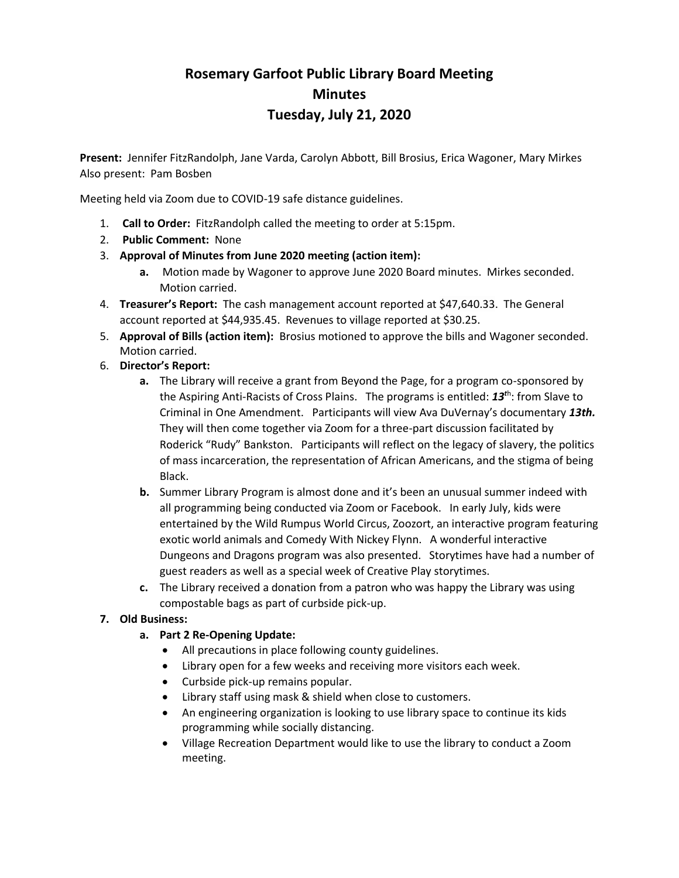# Rosemary Garfoot Public Library Board Meeting
# Minutes
# Tuesday, July 21, 2020

**Present:** Jennifer FitzRandolph, Jane Varda, Carolyn Abbott, Bill Brosius, Erica Wagoner, Mary Mirkes
Also present: Pam Bosben

Meeting held via Zoom due to COVID-19 safe distance guidelines.

1. **Call to Order:** FitzRandolph called the meeting to order at 5:15pm.
2. **Public Comment:** None
3. **Approval of Minutes from June 2020 meeting (action item):**
    a. Motion made by Wagoner to approve June 2020 Board minutes. Mirkes seconded. Motion carried.
4. **Treasurer's Report:** The cash management account reported at $47,640.33. The General account reported at $44,935.45. Revenues to village reported at $30.25.
5. **Approval of Bills (action item):** Brosius motioned to approve the bills and Wagoner seconded. Motion carried.
6. **Director's Report:**
    a. The Library will receive a grant from Beyond the Page, for a program co-sponsored by the Aspiring Anti-Racists of Cross Plains. The programs is entitled: ***13***th: from Slave to Criminal in One Amendment. Participants will view Ava DuVernay's documentary ***13th.*** They will then come together via Zoom for a three-part discussion facilitated by Roderick "Rudy" Bankston. Participants will reflect on the legacy of slavery, the politics of mass incarceration, the representation of African Americans, and the stigma of being Black.
    b. Summer Library Program is almost done and it's been an unusual summer indeed with all programming being conducted via Zoom or Facebook. In early July, kids were entertained by the Wild Rumpus World Circus, Zoozort, an interactive program featuring exotic world animals and Comedy With Nickey Flynn. A wonderful interactive Dungeons and Dragons program was also presented. Storytimes have had a number of guest readers as well as a special week of Creative Play storytimes.
    c. The Library received a donation from a patron who was happy the Library was using compostable bags as part of curbside pick-up.
7. **Old Business:**
    a. **Part 2 Re-Opening Update:**
        - All precautions in place following county guidelines.
        - Library open for a few weeks and receiving more visitors each week.
        - Curbside pick-up remains popular.
        - Library staff using mask & shield when close to customers.
        - An engineering organization is looking to use library space to continue its kids programming while socially distancing.
        - Village Recreation Department would like to use the library to conduct a Zoom meeting.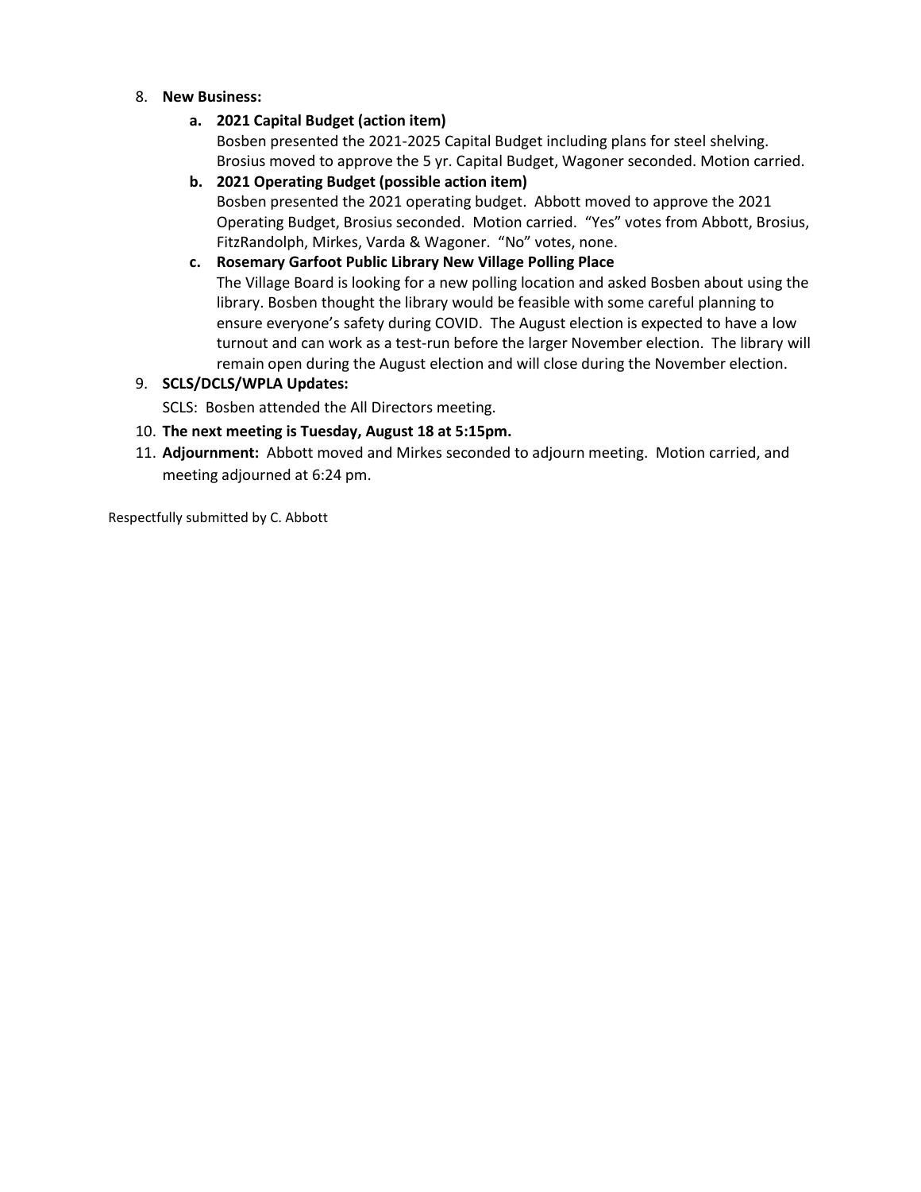8. **New Business:**
   a. **2021 Capital Budget (action item)**
      Bosben presented the 2021-2025 Capital Budget including plans for steel shelving. Brosius moved to approve the 5 yr. Capital Budget, Wagoner seconded. Motion carried.
   b. **2021 Operating Budget (possible action item)**
      Bosben presented the 2021 operating budget. Abbott moved to approve the 2021 Operating Budget, Brosius seconded. Motion carried. "Yes" votes from Abbott, Brosius, FitzRandolph, Mirkes, Varda & Wagoner. "No" votes, none.
   c. **Rosemary Garfoot Public Library New Village Polling Place**
      The Village Board is looking for a new polling location and asked Bosben about using the library. Bosben thought the library would be feasible with some careful planning to ensure everyone's safety during COVID. The August election is expected to have a low turnout and can work as a test-run before the larger November election. The library will remain open during the August election and will close during the November election.
9. **SCLS/DCLS/WPLA Updates:**
   SCLS: Bosben attended the All Directors meeting.
10. **The next meeting is Tuesday, August 18 at 5:15pm.**
11. **Adjournment:** Abbott moved and Mirkes seconded to adjourn meeting. Motion carried, and meeting adjourned at 6:24 pm.

Respectfully submitted by C. Abbott